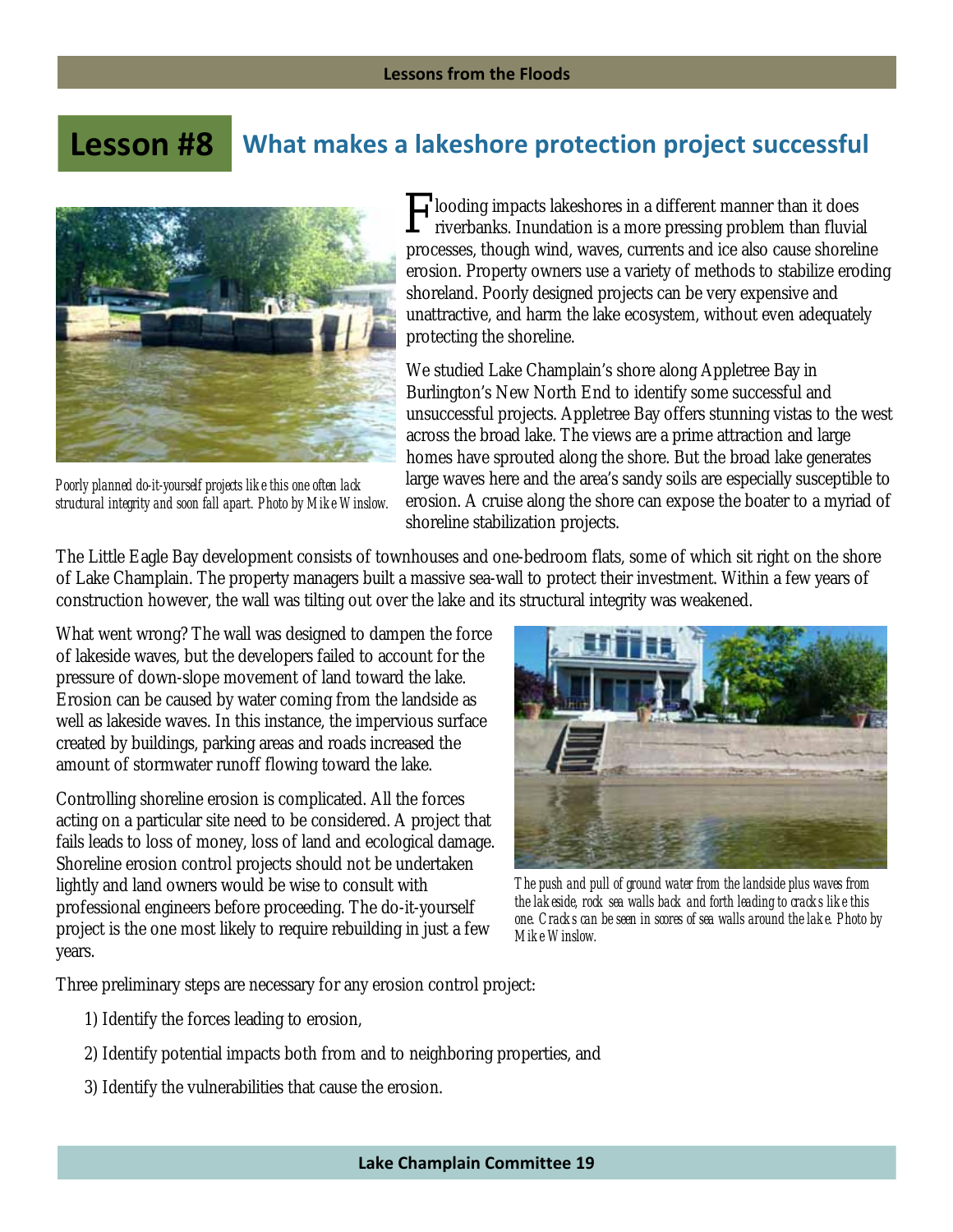# Lesson #8 What makes a lakeshore protection project successful

*Poorly planned do-it-yourself projects like this one often lack structural integrity and soon fall apart. Photo by Mike Winslow.*

Flooding impacts lakeshores in a different manner than it does riverbanks. Inundation is a more pressing problem than fluvial processes, though wind, waves, currents and ice also cause shoreline erosion. Property owners use a variety of methods to stabilize eroding shoreland. Poorly designed projects can be very expensive and unattractive, and harm the lake ecosystem, without even adequately protecting the shoreline.

We studied Lake Champlain's shore along Appletree Bay in Burlington's New North End to identify some successful and unsuccessful projects. Appletree Bay offers stunning vistas to the west across the broad lake. The views are a prime attraction and large homes have sprouted along the shore. But the broad lake generates large waves here and the area's sandy soils are especially susceptible to erosion. A cruise along the shore can expose the boater to a myriad of shoreline stabilization projects.

The Little Eagle Bay development consists of townhouses and one-bedroom flats, some of which sit right on the shore of Lake Champlain. The property managers built a massive sea-wall to protect their investment. Within a few years of construction however, the wall was tilting out over the lake and its structural integrity was weakened.

What went wrong? The wall was designed to dampen the force of lakeside waves, but the developers failed to account for the pressure of down-slope movement of land toward the lake. Erosion can be caused by water coming from the landside as well as lakeside waves. In this instance, the impervious surface created by buildings, parking areas and roads increased the amount of stormwater runoff flowing toward the lake.

*The push and pull of ground water from the landside plus waves from the lakeside, rock sea walls back and forth leading to cracks like this one. Cracks can be seen in scores of sea walls around the lake. Photo by Mike Winslow.*

Controlling shoreline erosion is complicated. All the forces acting on a particular site need to be considered. A project that fails leads to loss of money, loss of land and ecological damage. Shoreline erosion control projects should not be undertaken lightly and land owners would be wise to consult with professional engineers before proceeding. The do-it-yourself project is the one most likely to require rebuilding in just a few years.

Three preliminary steps are necessary for any erosion control project:

1) Identify the forces leading to erosion,

2) Identify potential impacts both from and to neighboring properties, and

3) Identify the vulnerabilities that cause the erosion.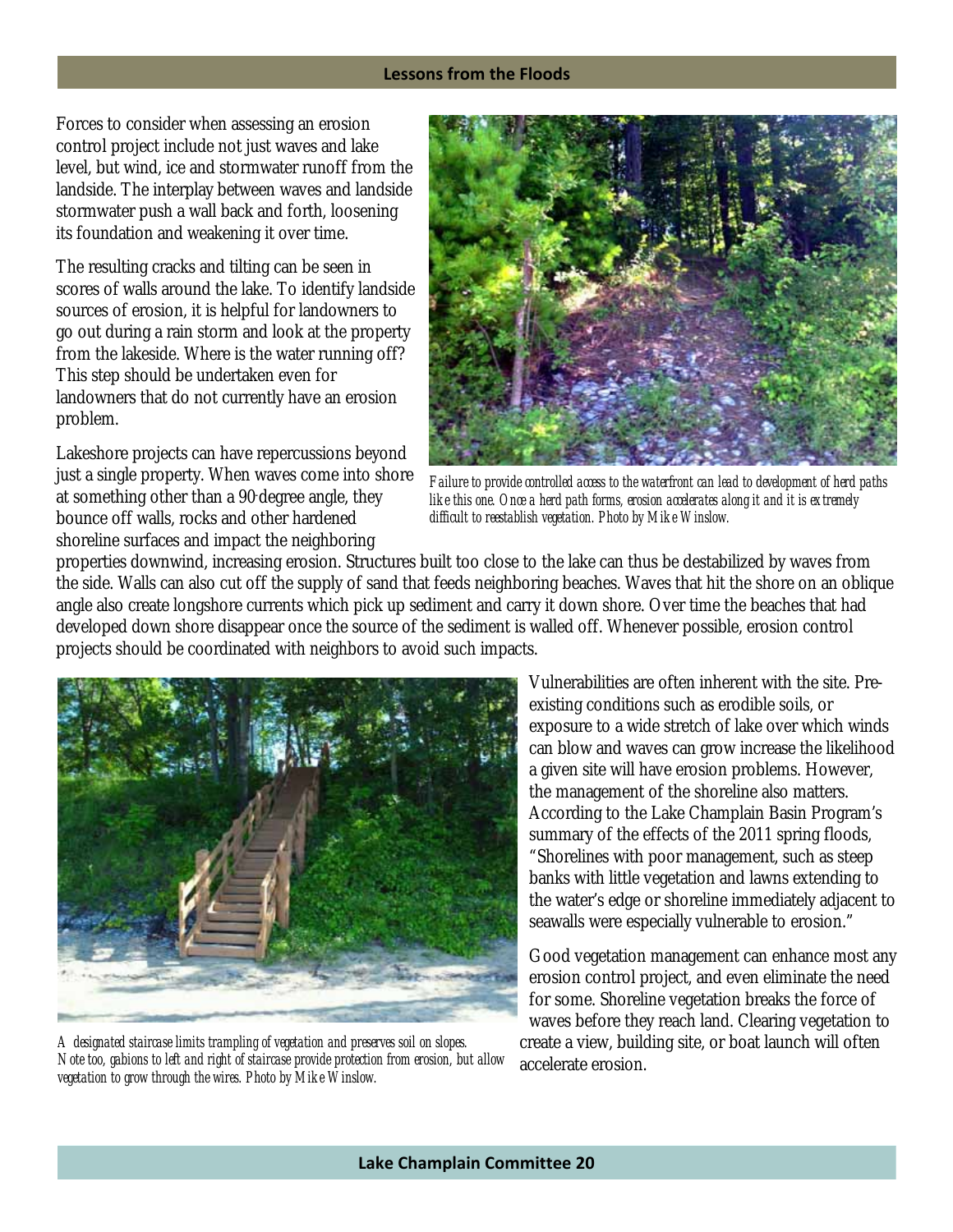Forces to consider when assessing an erosion control project include not just waves and lake level, but wind, ice and stormwater runoff from the landside. The interplay between waves and landside stormwater push a wall back and forth, loosening its foundation and weakening it over time.

The resulting cracks and tilting can be seen in scores of walls around the lake. To identify landside sources of erosion, it is helpful for landowners to go out during a rain storm and look at the property from the lakeside. Where is the water running off? This step should be undertaken even for landowners that do not currently have an erosion problem.

Lakeshore projects can have repercussions beyond just a single property. When waves come into shore at something other than a 90-degree angle, they bounce off walls, rocks and other hardened shoreline surfaces and impact the neighboring properties downwind, increasing erosion. Structures built too close to the lake can thus be destabilized by waves from the side. Walls can also cut off the supply of sand that feeds neighboring beaches. Waves that hit the shore on an oblique angle also create longshore currents which pick up sediment and carry it down shore. Over time the beaches that had developed down shore disappear once the source of the sediment is walled off. Whenever possible, erosion control projects should be coordinated with neighbors to avoid such impacts.

*Failure to provide controlled access to the waterfront can lead to development of herd paths like this one. Once a herd path forms, erosion accelerates along it and it is extremely difficult to reestablish vegetation. Photo by Mike Winslow.*

Vulnerabilities are often inherent with the site. Pre-existing conditions such as erodible soils, or exposure to a wide stretch of lake over which winds can blow and waves can grow increase the likelihood a given site will have erosion problems. However, the management of the shoreline also matters. According to the Lake Champlain Basin Program's summary of the effects of the 2011 spring floods, "Shorelines with poor management, such as steep banks with little vegetation and lawns extending to the water's edge or shoreline immediately adjacent to seawalls were especially vulnerable to erosion."

Good vegetation management can enhance most any erosion control project, and even eliminate the need for some. Shoreline vegetation breaks the force of waves before they reach land. Clearing vegetation to create a view, building site, or boat launch will often accelerate erosion.

*A designated staircase limits trampling of vegetation and preserves soil on slopes. Note too, gabions to left and right of staircase provide protection from erosion, but allow vegetation to grow through the wires. Photo by Mike Winslow.*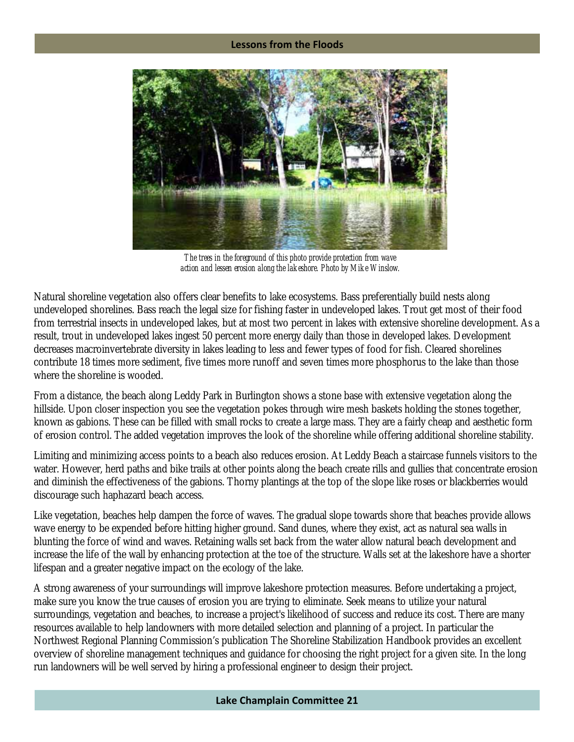*The trees in the foreground of this photo provide protection from wave action and lessen erosion along the lakeshore. Photo by Mike Winslow.*

Natural shoreline vegetation also offers clear benefits to lake ecosystems. Bass preferentially build nests along undeveloped shorelines. Bass reach the legal size for fishing faster in undeveloped lakes. Trout get most of their food from terrestrial insects in undeveloped lakes, but at most two percent in lakes with extensive shoreline development. As a result, trout in undeveloped lakes ingest 50 percent more energy daily than those in developed lakes. Development decreases macroinvertebrate diversity in lakes leading to less and fewer types of food for fish. Cleared shorelines contribute 18 times more sediment, five times more runoff and seven times more phosphorus to the lake than those where the shoreline is wooded.

From a distance, the beach along Leddy Park in Burlington shows a stone base with extensive vegetation along the hillside. Upon closer inspection you see the vegetation pokes through wire mesh baskets holding the stones together, known as gabions. These can be filled with small rocks to create a large mass. They are a fairly cheap and aesthetic form of erosion control. The added vegetation improves the look of the shoreline while offering additional shoreline stability.

Limiting and minimizing access points to a beach also reduces erosion. At Leddy Beach a staircase funnels visitors to the water. However, herd paths and bike trails at other points along the beach create rills and gullies that concentrate erosion and diminish the effectiveness of the gabions. Thorny plantings at the top of the slope like roses or blackberries would discourage such haphazard beach access.

Like vegetation, beaches help dampen the force of waves. The gradual slope towards shore that beaches provide allows wave energy to be expended before hitting higher ground. Sand dunes, where they exist, act as natural sea walls in blunting the force of wind and waves. Retaining walls set back from the water allow natural beach development and increase the life of the wall by enhancing protection at the toe of the structure. Walls set at the lakeshore have a shorter lifespan and a greater negative impact on the ecology of the lake.

A strong awareness of your surroundings will improve lakeshore protection measures. Before undertaking a project, make sure you know the true causes of erosion you are trying to eliminate. Seek means to utilize your natural surroundings, vegetation and beaches, to increase a project's likelihood of success and reduce its cost. There are many resources available to help landowners with more detailed selection and planning of a project. In particular the Northwest Regional Planning Commission's publication The Shoreline Stabilization Handbook provides an excellent overview of shoreline management techniques and guidance for choosing the right project for a given site. In the long run landowners will be well served by hiring a professional engineer to design their project.